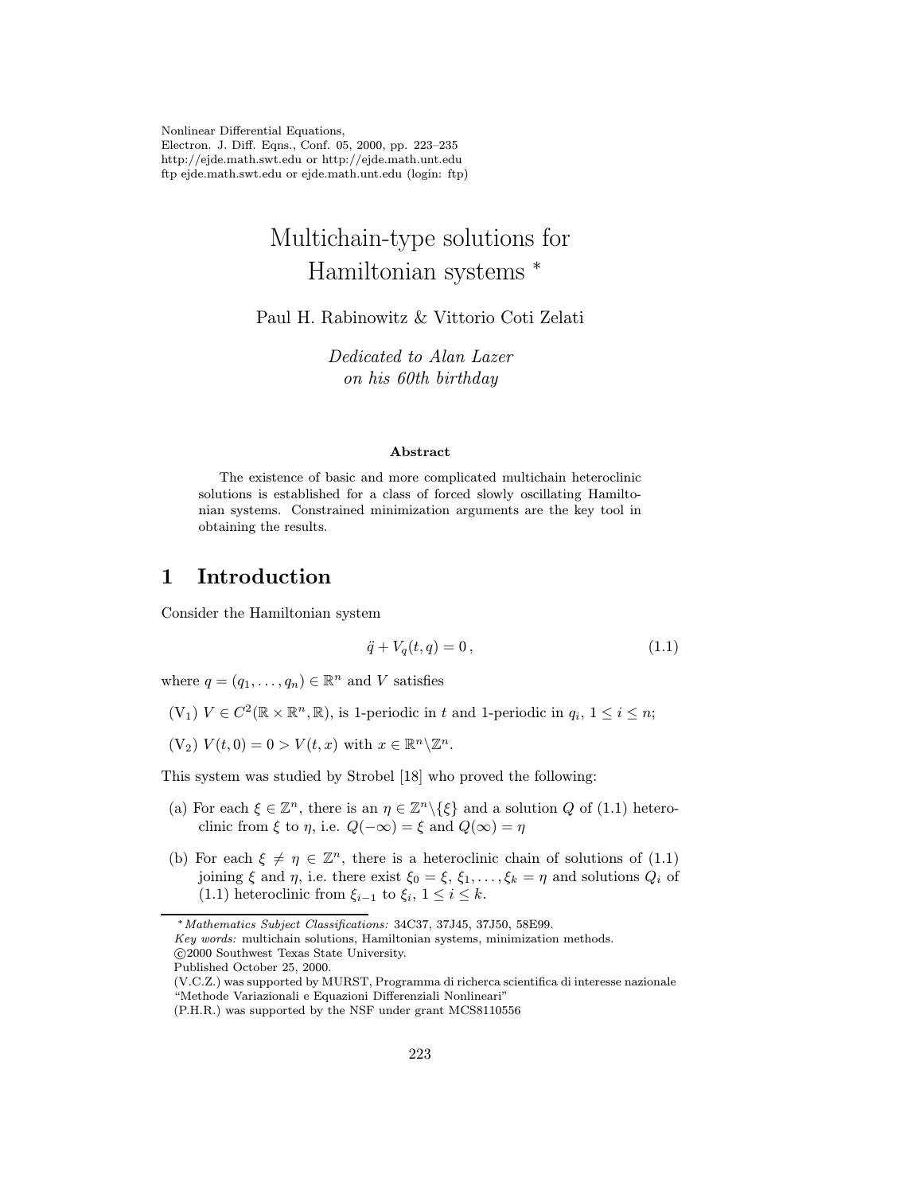Nonlinear Differential Equations,
Electron. J. Diff. Eqns., Conf. 05, 2000, pp. 223–235
http://ejde.math.swt.edu or http://ejde.math.unt.edu
ftp ejde.math.swt.edu or ejde.math.unt.edu (login: ftp)

# Multichain-type solutions for Hamiltonian systems *

Paul H. Rabinowitz & Vittorio Coti Zelati

*Dedicated to Alan Lazer on his 60th birthday*

**Abstract**

The existence of basic and more complicated multichain heteroclinic solutions is established for a class of forced slowly oscillating Hamiltonian systems. Constrained minimization arguments are the key tool in obtaining the results.

## 1 Introduction

Consider the Hamiltonian system

$$\ddot{q} + V_q(t, q) = 0\,, \tag{1.1}$$

where $q = (q_1, \dots, q_n) \in \mathbb{R}^n$ and $V$ satisfies

($V_1$) $V \in C^2(\mathbb{R} \times \mathbb{R}^n, \mathbb{R})$, is 1-periodic in $t$ and 1-periodic in $q_i$, $1 \le i \le n$;

($V_2$) $V(t, 0) = 0 > V(t, x)$ with $x \in \mathbb{R}^n \backslash \mathbb{Z}^n$.

This system was studied by Strobel [18] who proved the following:

(a) For each $\xi \in \mathbb{Z}^n$, there is an $\eta \in \mathbb{Z}^n \backslash \{\xi\}$ and a solution $Q$ of (1.1) heteroclinic from $\xi$ to $\eta$, i.e. $Q(-\infty) = \xi$ and $Q(\infty) = \eta$

(b) For each $\xi \ne \eta \in \mathbb{Z}^n$, there is a heteroclinic chain of solutions of (1.1) joining $\xi$ and $\eta$, i.e. there exist $\xi_0 = \xi$, $\xi_1, \dots, \xi_k = \eta$ and solutions $Q_i$ of (1.1) heteroclinic from $\xi_{i-1}$ to $\xi_i$, $1 \le i \le k$.

---

* *Mathematics Subject Classifications:* 34C37, 37J45, 37J50, 58E99.
*Key words:* multichain solutions, Hamiltonian systems, minimization methods.
©2000 Southwest Texas State University.
Published October 25, 2000.
(V.C.Z.) was supported by MURST, Programma di richerca scientifica di interesse nazionale "Methode Variazionali e Equazioni Differenziali Nonlineari"
(P.H.R.) was supported by the NSF under grant MCS8110556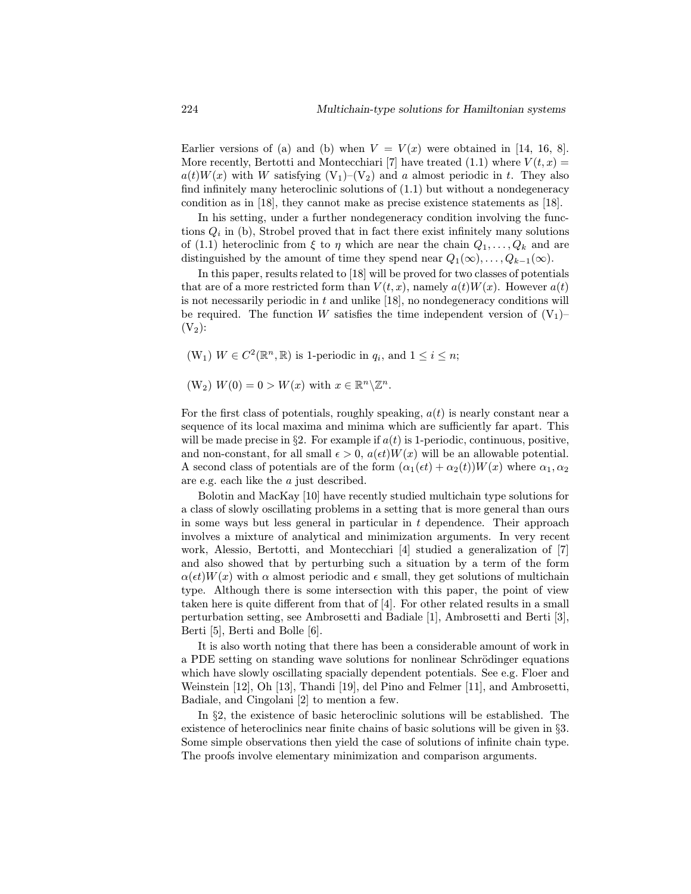Earlier versions of (a) and (b) when $V = V(x)$ were obtained in [14, 16, 8]. More recently, Bertotti and Montecchiari [7] have treated (1.1) where $V(t,x) = a(t)W(x)$ with $W$ satisfying $(V_1)$–$(V_2)$ and $a$ almost periodic in $t$. They also find infinitely many heteroclinic solutions of (1.1) but without a nondegeneracy condition as in [18], they cannot make as precise existence statements as [18].

In his setting, under a further nondegeneracy condition involving the functions $Q_i$ in (b), Strobel proved that in fact there exist infinitely many solutions of (1.1) heteroclinic from $\xi$ to $\eta$ which are near the chain $Q_1, \ldots, Q_k$ and are distinguished by the amount of time they spend near $Q_1(\infty), \ldots, Q_{k-1}(\infty)$.

In this paper, results related to [18] will be proved for two classes of potentials that are of a more restricted form than $V(t,x)$, namely $a(t)W(x)$. However $a(t)$ is not necessarily periodic in $t$ and unlike [18], no nondegeneracy conditions will be required. The function $W$ satisfies the time independent version of $(V_1)$–$(V_2)$:

$(W_1)$ $W \in C^2(\mathbb{R}^n, \mathbb{R})$ is 1-periodic in $q_i$, and $1 \le i \le n$;

$(W_2)$ $W(0) = 0 > W(x)$ with $x \in \mathbb{R}^n \backslash \mathbb{Z}^n$.

For the first class of potentials, roughly speaking, $a(t)$ is nearly constant near a sequence of its local maxima and minima which are sufficiently far apart. This will be made precise in §2. For example if $a(t)$ is 1-periodic, continuous, positive, and non-constant, for all small $\epsilon > 0$, $a(\epsilon t)W(x)$ will be an allowable potential. A second class of potentials are of the form $(\alpha_1(\epsilon t) + \alpha_2(t))W(x)$ where $\alpha_1, \alpha_2$ are e.g. each like the $a$ just described.

Bolotin and MacKay [10] have recently studied multichain type solutions for a class of slowly oscillating problems in a setting that is more general than ours in some ways but less general in particular in $t$ dependence. Their approach involves a mixture of analytical and minimization arguments. In very recent work, Alessio, Bertotti, and Montecchiari [4] studied a generalization of [7] and also showed that by perturbing such a situation by a term of the form $\alpha(\epsilon t)W(x)$ with $\alpha$ almost periodic and $\epsilon$ small, they get solutions of multichain type. Although there is some intersection with this paper, the point of view taken here is quite different from that of [4]. For other related results in a small perturbation setting, see Ambrosetti and Badiale [1], Ambrosetti and Berti [3], Berti [5], Berti and Bolle [6].

It is also worth noting that there has been a considerable amount of work in a PDE setting on standing wave solutions for nonlinear Schrödinger equations which have slowly oscillating spatially dependent potentials. See e.g. Floer and Weinstein [12], Oh [13], Thandi [19], del Pino and Felmer [11], and Ambrosetti, Badiale, and Cingolani [2] to mention a few.

In §2, the existence of basic heteroclinic solutions will be established. The existence of heteroclinics near finite chains of basic solutions will be given in §3. Some simple observations then yield the case of solutions of infinite chain type. The proofs involve elementary minimization and comparison arguments.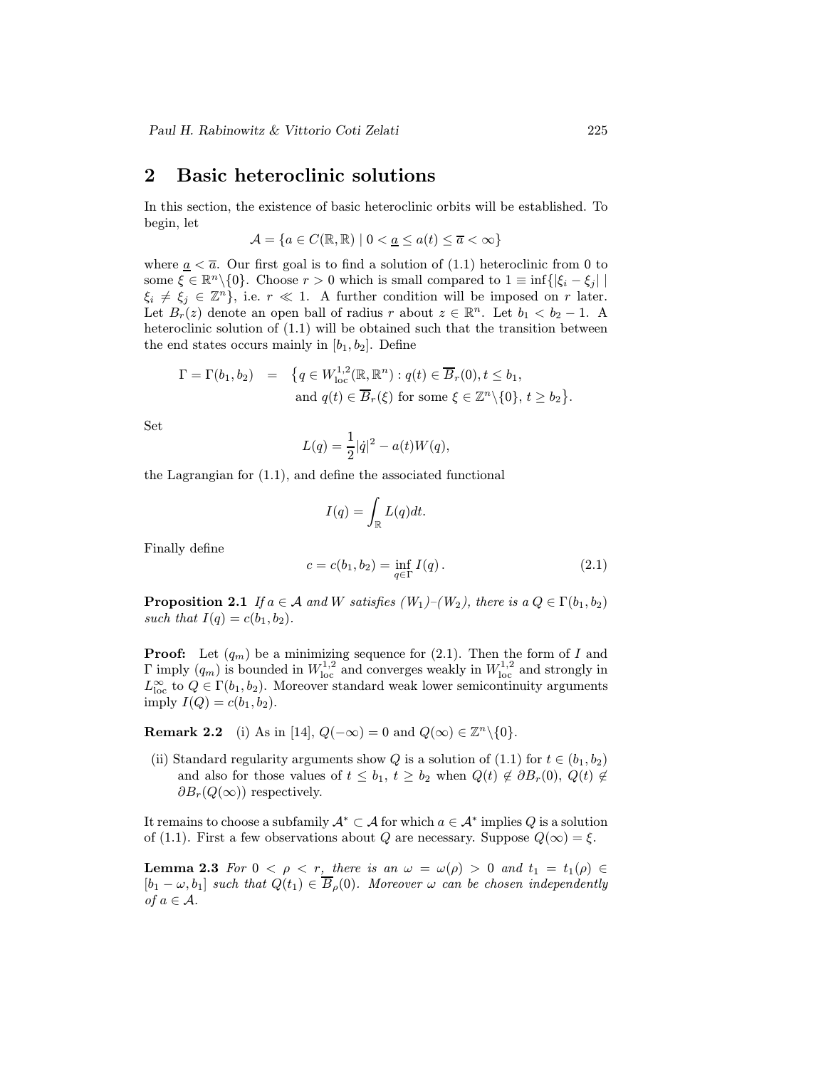## 2 Basic heteroclinic solutions

In this section, the existence of basic heteroclinic orbits will be established. To begin, let

$$\mathcal{A} = \{a \in C(\mathbb{R}, \mathbb{R}) \mid 0 < \underline{a} \le a(t) \le \overline{a} < \infty\}$$

where $\underline{a} < \overline{a}$. Our first goal is to find a solution of (1.1) heteroclinic from 0 to some $\xi \in \mathbb{R}^n \backslash \{0\}$. Choose $r > 0$ which is small compared to $1 \equiv \inf\{|\xi_i - \xi_j| \mid \xi_i \neq \xi_j \in \mathbb{Z}^n\}$, i.e. $r \ll 1$. A further condition will be imposed on $r$ later. Let $B_r(z)$ denote an open ball of radius $r$ about $z \in \mathbb{R}^n$. Let $b_1 < b_2 - 1$. A heteroclinic solution of (1.1) will be obtained such that the transition between the end states occurs mainly in $[b_1, b_2]$. Define

$$\begin{aligned} \Gamma = \Gamma(b_1, b_2) \quad = \quad & \big\{q \in W^{1,2}_{\mathrm{loc}}(\mathbb{R}, \mathbb{R}^n) : q(t) \in \overline{B}_r(0), t \le b_1, \\ & \text{and } q(t) \in \overline{B}_r(\xi) \text{ for some } \xi \in \mathbb{Z}^n \backslash \{0\},\, t \ge b_2\big\}. \end{aligned}$$

Set

$$L(q) = \frac{1}{2}|\dot{q}|^2 - a(t)W(q),$$

the Lagrangian for (1.1), and define the associated functional

$$I(q) = \int_{\mathbb{R}} L(q)dt.$$

Finally define

$$c = c(b_1, b_2) = \inf_{q \in \Gamma} I(q)\,. \tag{2.1}$$

**Proposition 2.1** *If $a \in \mathcal{A}$ and $W$ satisfies $(W_1)$–$(W_2)$, there is a $Q \in \Gamma(b_1, b_2)$ such that $I(q) = c(b_1, b_2)$.*

**Proof:** Let $(q_m)$ be a minimizing sequence for (2.1). Then the form of $I$ and $\Gamma$ imply $(q_m)$ is bounded in $W^{1,2}_{\mathrm{loc}}$ and converges weakly in $W^{1,2}_{\mathrm{loc}}$ and strongly in $L^\infty_{\mathrm{loc}}$ to $Q \in \Gamma(b_1, b_2)$. Moreover standard weak lower semicontinuity arguments imply $I(Q) = c(b_1, b_2)$.

**Remark 2.2** (i) As in [14], $Q(-\infty) = 0$ and $Q(\infty) \in \mathbb{Z}^n \backslash \{0\}$.

(ii) Standard regularity arguments show $Q$ is a solution of (1.1) for $t \in (b_1, b_2)$ and also for those values of $t \le b_1$, $t \ge b_2$ when $Q(t) \notin \partial B_r(0)$, $Q(t) \notin \partial B_r(Q(\infty))$ respectively.

It remains to choose a subfamily $\mathcal{A}^* \subset \mathcal{A}$ for which $a \in \mathcal{A}^*$ implies $Q$ is a solution of (1.1). First a few observations about $Q$ are necessary. Suppose $Q(\infty) = \xi$.

**Lemma 2.3** *For $0 < \rho < r$, there is an $\omega = \omega(\rho) > 0$ and $t_1 = t_1(\rho) \in [b_1 - \omega, b_1]$ such that $Q(t_1) \in \overline{B}_\rho(0)$. Moreover $\omega$ can be chosen independently of $a \in \mathcal{A}$.*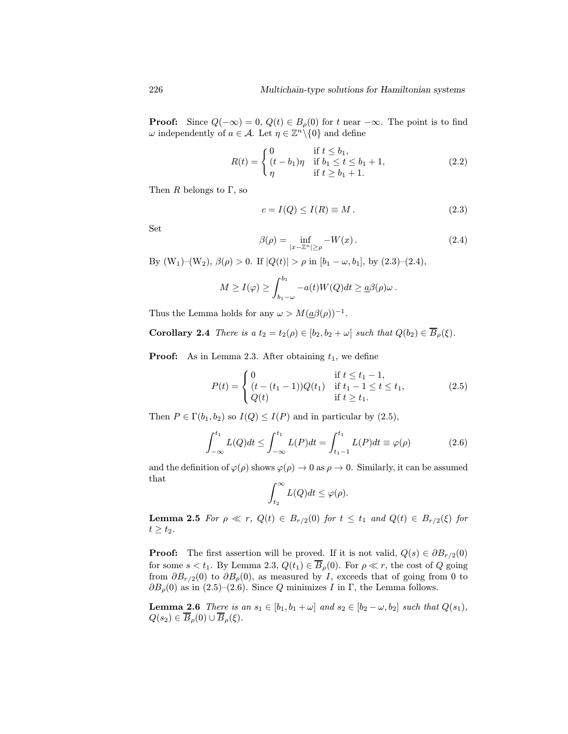**Proof:** Since $Q(-\infty) = 0$, $Q(t) \in B_\rho(0)$ for $t$ near $-\infty$. The point is to find $\omega$ independently of $a \in \mathcal{A}$. Let $\eta \in \mathbb{Z}^n \backslash \{0\}$ and define

$$R(t) = \begin{cases} 0 & \text{if } t \leq b_1, \\ (t - b_1)\eta & \text{if } b_1 \leq t \leq b_1 + 1, \\ \eta & \text{if } t \geq b_1 + 1. \end{cases} \tag{2.2}$$

Then $R$ belongs to $\Gamma$, so

$$c = I(Q) \leq I(R) \equiv M\,. \tag{2.3}$$

Set

$$\beta(\rho) = \inf_{|x - \mathbb{Z}^n| \geq \rho} -W(x)\,. \tag{2.4}$$

By ($\text{W}_1$)–($\text{W}_2$), $\beta(\rho) > 0$. If $|Q(t)| > \rho$ in $[b_1 - \omega, b_1]$, by (2.3)–(2.4),

$$M \geq I(\varphi) \geq \int_{b_1-\omega}^{b_1} -a(t)W(Q)dt \geq \underline{a}\beta(\rho)\omega\,.$$

Thus the Lemma holds for any $\omega > M(\underline{a}\beta(\rho))^{-1}$.

**Corollary 2.4** *There is a $t_2 = t_2(\rho) \in [b_2, b_2 + \omega]$ such that $Q(b_2) \in \overline{B}_\rho(\xi)$.*

**Proof:** As in Lemma 2.3. After obtaining $t_1$, we define

$$P(t) = \begin{cases} 0 & \text{if } t \leq t_1 - 1, \\ (t - (t_1 - 1))Q(t_1) & \text{if } t_1 - 1 \leq t \leq t_1, \\ Q(t) & \text{if } t \geq t_1. \end{cases} \tag{2.5}$$

Then $P \in \Gamma(b_1, b_2)$ so $I(Q) \leq I(P)$ and in particular by (2.5),

$$\int_{-\infty}^{t_1} L(Q)dt \leq \int_{-\infty}^{t_1} L(P)dt = \int_{t_1-1}^{t_1} L(P)dt \equiv \varphi(\rho) \tag{2.6}$$

and the definition of $\varphi(\rho)$ shows $\varphi(\rho) \to 0$ as $\rho \to 0$. Similarly, it can be assumed that

$$\int_{t_2}^{\infty} L(Q)dt \leq \varphi(\rho).$$

**Lemma 2.5** *For $\rho \ll r$, $Q(t) \in B_{r/2}(0)$ for $t \leq t_1$ and $Q(t) \in B_{r/2}(\xi)$ for $t \geq t_2$.*

**Proof:** The first assertion will be proved. If it is not valid, $Q(s) \in \partial B_{r/2}(0)$ for some $s < t_1$. By Lemma 2.3, $Q(t_1) \in \overline{B}_\rho(0)$. For $\rho \ll r$, the cost of $Q$ going from $\partial B_{r/2}(0)$ to $\partial B_\rho(0)$, as measured by $I$, exceeds that of going from 0 to $\partial B_\rho(0)$ as in (2.5)–(2.6). Since $Q$ minimizes $I$ in $\Gamma$, the Lemma follows.

**Lemma 2.6** *There is an $s_1 \in [b_1, b_1 + \omega]$ and $s_2 \in [b_2 - \omega, b_2]$ such that $Q(s_1)$, $Q(s_2) \in \overline{B}_\rho(0) \cup \overline{B}_\rho(\xi)$.*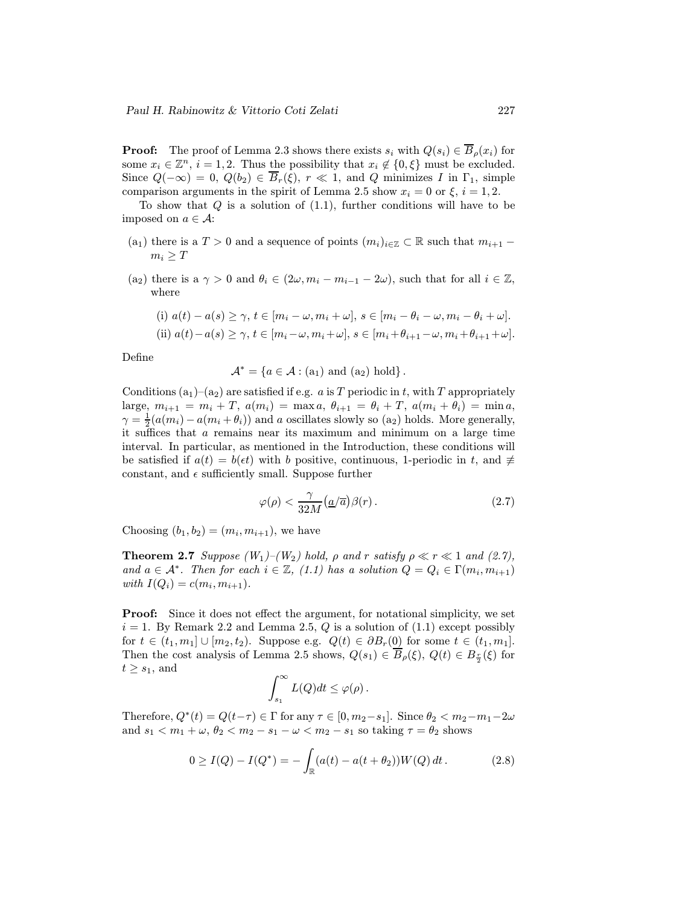**Proof:** The proof of Lemma 2.3 shows there exists $s_i$ with $Q(s_i) \in \overline{B}_\rho(x_i)$ for some $x_i \in \mathbb{Z}^n$, $i = 1, 2$. Thus the possibility that $x_i \notin \{0, \xi\}$ must be excluded. Since $Q(-\infty) = 0$, $Q(b_2) \in \overline{B}_r(\xi)$, $r \ll 1$, and $Q$ minimizes $I$ in $\Gamma_1$, simple comparison arguments in the spirit of Lemma 2.5 show $x_i = 0$ or $\xi$, $i = 1, 2$.

To show that $Q$ is a solution of (1.1), further conditions will have to be imposed on $a \in \mathcal{A}$:

- ($\mathrm{a}_1$) there is a $T > 0$ and a sequence of points $(m_i)_{i\in\mathbb{Z}} \subset \mathbb{R}$ such that $m_{i+1} - m_i \geq T$
- ($\mathrm{a}_2$) there is a $\gamma > 0$ and $\theta_i \in (2\omega, m_i - m_{i-1} - 2\omega)$, such that for all $i \in \mathbb{Z}$, where
  - (i) $a(t) - a(s) \geq \gamma$, $t \in [m_i - \omega, m_i + \omega]$, $s \in [m_i - \theta_i - \omega, m_i - \theta_i + \omega]$.
  - (ii) $a(t) - a(s) \geq \gamma$, $t \in [m_i - \omega, m_i + \omega]$, $s \in [m_i + \theta_{i+1} - \omega, m_i + \theta_{i+1} + \omega]$.

Define

$$\mathcal{A}^* = \{a \in \mathcal{A} : (\mathrm{a}_1) \text{ and } (\mathrm{a}_2) \text{ hold}\}.$$

Conditions ($\mathrm{a}_1$)–($\mathrm{a}_2$) are satisfied if e.g. $a$ is $T$ periodic in $t$, with $T$ appropriately large, $m_{i+1} = m_i + T$, $a(m_i) = \max a$, $\theta_{i+1} = \theta_i + T$, $a(m_i + \theta_i) = \min a$, $\gamma = \frac{1}{2}(a(m_i) - a(m_i + \theta_i))$ and $a$ oscillates slowly so ($\mathrm{a}_2$) holds. More generally, it suffices that $a$ remains near its maximum and minimum on a large time interval. In particular, as mentioned in the Introduction, these conditions will be satisfied if $a(t) = b(\epsilon t)$ with $b$ positive, continuous, 1-periodic in $t$, and $\not\equiv$ constant, and $\epsilon$ sufficiently small. Suppose further

$$\varphi(\rho) < \frac{\gamma}{32M}\big(\underline{a}/\overline{a}\big)\beta(r)\,. \tag{2.7}$$

Choosing $(b_1, b_2) = (m_i, m_{i+1})$, we have

**Theorem 2.7** *Suppose ($W_1$)–($W_2$) hold, $\rho$ and $r$ satisfy $\rho \ll r \ll 1$ and (2.7), and $a \in \mathcal{A}^*$. Then for each $i \in \mathbb{Z}$, (1.1) has a solution $Q = Q_i \in \Gamma(m_i, m_{i+1})$ with $I(Q_i) = c(m_i, m_{i+1})$.*

**Proof:** Since it does not effect the argument, for notational simplicity, we set $i = 1$. By Remark 2.2 and Lemma 2.5, $Q$ is a solution of (1.1) except possibly for $t \in (t_1, m_1] \cup [m_2, t_2)$. Suppose e.g. $Q(t) \in \partial B_r(\underline{0})$ for some $t \in (t_1, m_1]$. Then the cost analysis of Lemma 2.5 shows, $Q(s_1) \in \overline{B}_\rho(\xi)$, $Q(t) \in B_{\frac{r}{2}}(\xi)$ for $t \geq s_1$, and

$$\int_{s_1}^{\infty} L(Q)dt \leq \varphi(\rho)\,.$$

Therefore, $Q^*(t) = Q(t - \tau) \in \Gamma$ for any $\tau \in [0, m_2 - s_1]$. Since $\theta_2 < m_2 - m_1 - 2\omega$ and $s_1 < m_1 + \omega$, $\theta_2 < m_2 - s_1 - \omega < m_2 - s_1$ so taking $\tau = \theta_2$ shows

$$0 \geq I(Q) - I(Q^*) = -\int_{\mathbb{R}} (a(t) - a(t + \theta_2))W(Q)\,dt\,. \tag{2.8}$$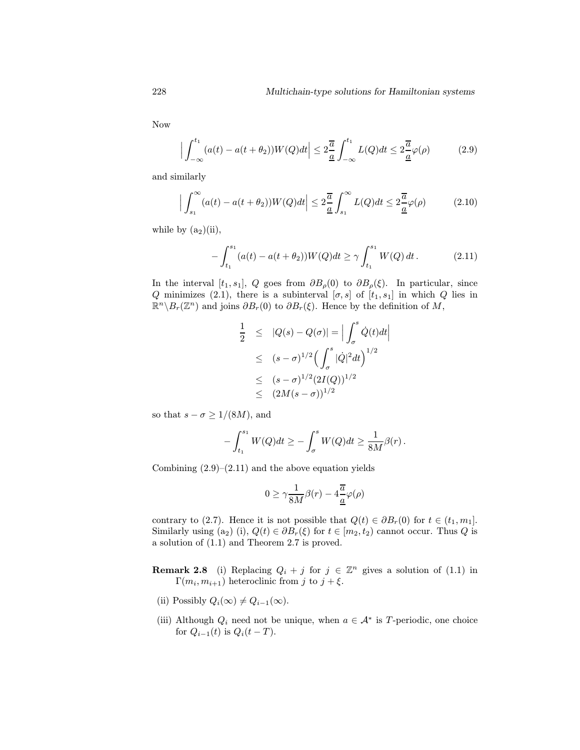Now

$$\Big|\int_{-\infty}^{t_1}(a(t)-a(t+\theta_2))W(Q)dt\Big|\leq 2\frac{\overline{a}}{\underline{a}}\int_{-\infty}^{t_1}L(Q)dt\leq 2\frac{\overline{a}}{\underline{a}}\varphi(\rho) \tag{2.9}$$

and similarly

$$\Big|\int_{s_1}^{\infty}(a(t)-a(t+\theta_2))W(Q)dt\Big|\leq 2\frac{\overline{a}}{\underline{a}}\int_{s_1}^{\infty}L(Q)dt\leq 2\frac{\overline{a}}{\underline{a}}\varphi(\rho) \tag{2.10}$$

while by $(\mathrm{a}_2)$(ii),

$$-\int_{t_1}^{s_1}(a(t)-a(t+\theta_2))W(Q)dt\geq \gamma\int_{t_1}^{s_1}W(Q)\,dt\,. \tag{2.11}$$

In the interval $[t_1,s_1]$, $Q$ goes from $\partial B_\rho(0)$ to $\partial B_\rho(\xi)$. In particular, since $Q$ minimizes (2.1), there is a subinterval $[\sigma,s]$ of $[t_1,s_1]$ in which $Q$ lies in $\mathbb{R}^n\backslash B_r(\mathbb{Z}^n)$ and joins $\partial B_r(0)$ to $\partial B_r(\xi)$. Hence by the definition of $M$,

$$\begin{aligned}
\frac{1}{2} &\leq |Q(s)-Q(\sigma)|=\Big|\int_\sigma^s \dot{Q}(t)dt\Big|\\
&\leq (s-\sigma)^{1/2}\Big(\int_\sigma^s|\dot{Q}|^2dt\Big)^{1/2}\\
&\leq (s-\sigma)^{1/2}(2I(Q))^{1/2}\\
&\leq (2M(s-\sigma))^{1/2}
\end{aligned}$$

so that $s-\sigma\geq 1/(8M)$, and

$$-\int_{t_1}^{s_1}W(Q)dt\geq -\int_\sigma^s W(Q)dt\geq \frac{1}{8M}\beta(r)\,.$$

Combining (2.9)–(2.11) and the above equation yields

$$0\geq \gamma\frac{1}{8M}\beta(r)-4\frac{\overline{a}}{\underline{a}}\varphi(\rho)$$

contrary to (2.7). Hence it is not possible that $Q(t)\in\partial B_r(0)$ for $t\in(t_1,m_1]$. Similarly using $(\mathrm{a}_2)$ (i), $Q(t)\in\partial B_r(\xi)$ for $t\in[m_2,t_2)$ cannot occur. Thus $Q$ is a solution of (1.1) and Theorem 2.7 is proved.

**Remark 2.8** (i) Replacing $Q_i+j$ for $j\in\mathbb{Z}^n$ gives a solution of (1.1) in $\Gamma(m_i,m_{i+1})$ heteroclinic from $j$ to $j+\xi$.

(ii) Possibly $Q_i(\infty)\neq Q_{i-1}(\infty)$.

(iii) Although $Q_i$ need not be unique, when $a\in\mathcal{A}^*$ is $T$-periodic, one choice for $Q_{i-1}(t)$ is $Q_i(t-T)$.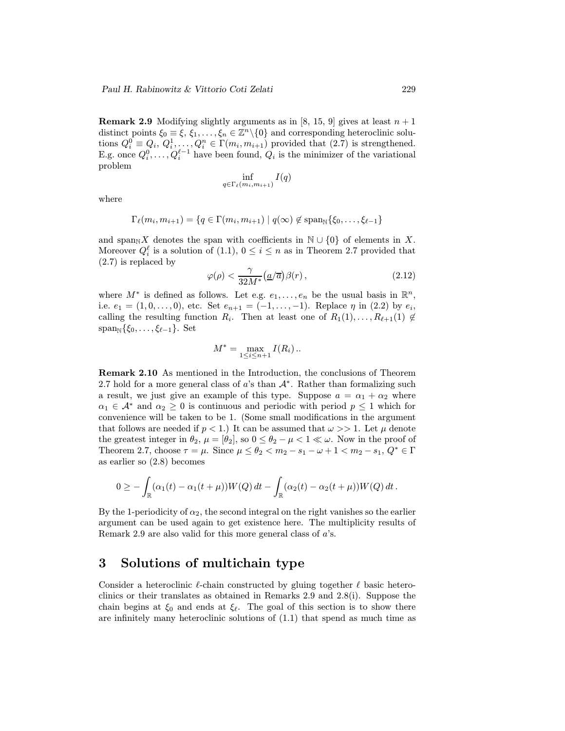**Remark 2.9** Modifying slightly arguments as in [8, 15, 9] gives at least $n+1$ distinct points $\xi_0 \equiv \xi, \xi_1, \dots, \xi_n \in \mathbb{Z}^n \backslash \{0\}$ and corresponding heteroclinic solutions $Q_i^0 \equiv Q_i, Q_i^1, \dots, Q_i^n \in \Gamma(m_i, m_{i+1})$ provided that (2.7) is strengthened. E.g. once $Q_i^0, \dots, Q_i^{\ell-1}$ have been found, $Q_i$ is the minimizer of the variational problem

$$\inf_{q \in \Gamma_\ell(m_i, m_{i+1})} I(q)$$

where

$$\Gamma_\ell(m_i, m_{i+1}) = \{q \in \Gamma(m_i, m_{i+1}) \mid q(\infty) \notin \operatorname{span}_{\mathbb{N}}\{\xi_0, \dots, \xi_{\ell-1}\}$$

and $\operatorname{span}_{\mathbb{N}} X$ denotes the span with coefficients in $\mathbb{N} \cup \{0\}$ of elements in $X$. Moreover $Q_i^\ell$ is a solution of (1.1), $0 \le i \le n$ as in Theorem 2.7 provided that (2.7) is replaced by

$$\varphi(\rho) < \frac{\gamma}{32M^*}\big(\underline{a}/\overline{a}\big)\beta(r)\,, \tag{2.12}$$

where $M^*$ is defined as follows. Let e.g. $e_1, \dots, e_n$ be the usual basis in $\mathbb{R}^n$, i.e. $e_1 = (1, 0, \dots, 0)$, etc. Set $e_{n+1} = (-1, \dots, -1)$. Replace $\eta$ in (2.2) by $e_i$, calling the resulting function $R_i$. Then at least one of $R_1(1), \dots, R_{\ell+1}(1) \notin \operatorname{span}_{\mathbb{N}}\{\xi_0, \dots, \xi_{\ell-1}\}$. Set

$$M^* = \max_{1 \le i \le n+1} I(R_i)\,..$$

**Remark 2.10** As mentioned in the Introduction, the conclusions of Theorem 2.7 hold for a more general class of $a$'s than $\mathcal{A}^*$. Rather than formalizing such a result, we just give an example of this type. Suppose $a = \alpha_1 + \alpha_2$ where $\alpha_1 \in \mathcal{A}^*$ and $\alpha_2 \ge 0$ is continuous and periodic with period $p \le 1$ which for convenience will be taken to be 1. (Some small modifications in the argument that follows are needed if $p < 1$.) It can be assumed that $\omega >> 1$. Let $\mu$ denote the greatest integer in $\theta_2$, $\mu = [\theta_2]$, so $0 \le \theta_2 - \mu < 1 \ll \omega$. Now in the proof of Theorem 2.7, choose $\tau = \mu$. Since $\mu \le \theta_2 < m_2 - s_1 - \omega + 1 < m_2 - s_1$, $Q^* \in \Gamma$ as earlier so (2.8) becomes

$$0 \ge -\int_{\mathbb{R}} (\alpha_1(t) - \alpha_1(t+\mu)) W(Q)\, dt - \int_{\mathbb{R}} (\alpha_2(t) - \alpha_2(t+\mu)) W(Q)\, dt\,.$$

By the 1-periodicity of $\alpha_2$, the second integral on the right vanishes so the earlier argument can be used again to get existence here. The multiplicity results of Remark 2.9 are also valid for this more general class of $a$'s.

# 3 Solutions of multichain type

Consider a heteroclinic $\ell$-chain constructed by gluing together $\ell$ basic heteroclinics or their translates as obtained in Remarks 2.9 and 2.8(i). Suppose the chain begins at $\xi_0$ and ends at $\xi_\ell$. The goal of this section is to show there are infinitely many heteroclinic solutions of (1.1) that spend as much time as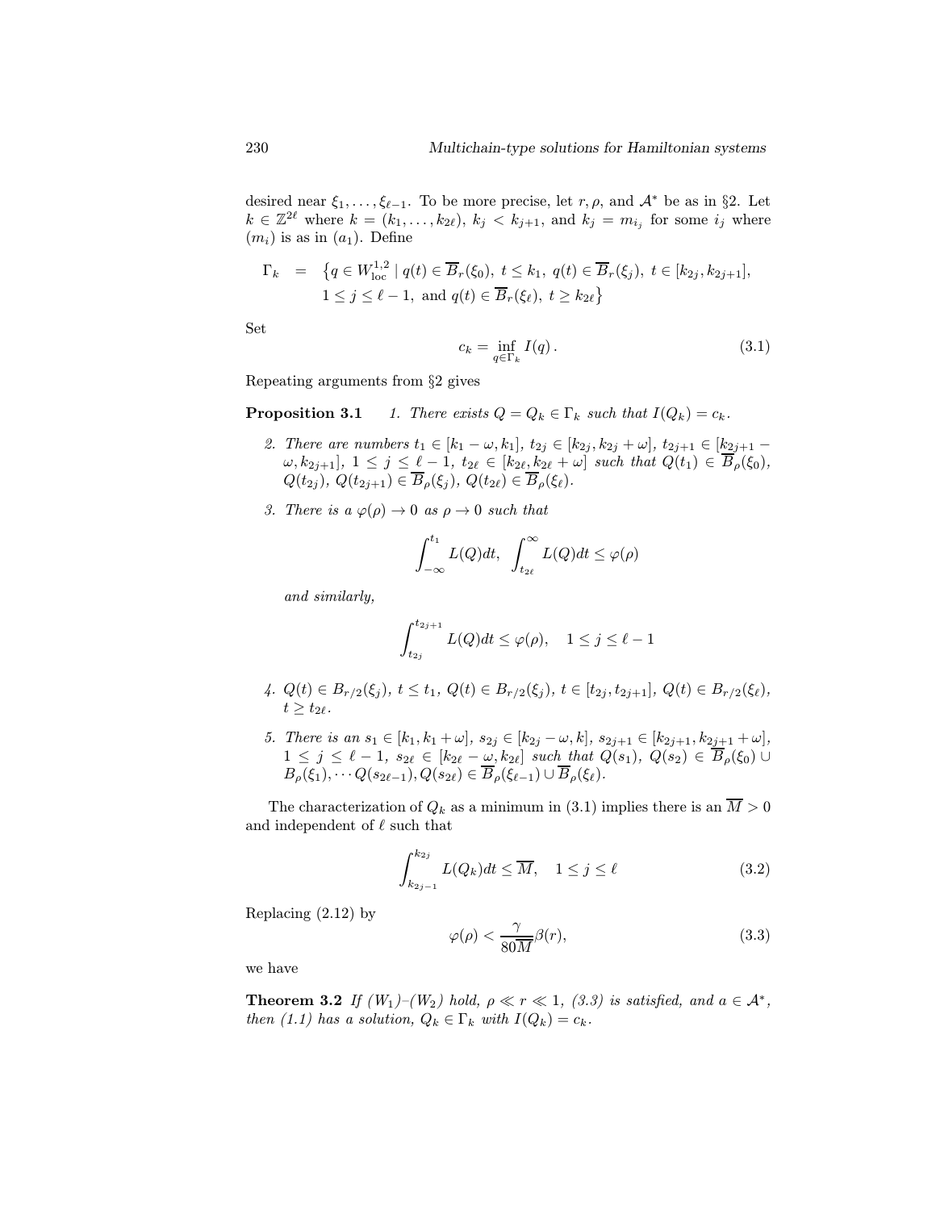desired near $\xi_1, \dots, \xi_{\ell-1}$. To be more precise, let $r, \rho$, and $\mathcal{A}^*$ be as in §2. Let $k \in \mathbb{Z}^{2\ell}$ where $k = (k_1, \dots, k_{2\ell})$, $k_j < k_{j+1}$, and $k_j = m_{i_j}$ for some $i_j$ where $(m_i)$ is as in $(a_1)$. Define

$$
\begin{aligned}
\Gamma_k \;\; = \;\; & \big\{ q \in W^{1,2}_{\text{loc}} \mid q(t) \in \overline{B}_r(\xi_0),\ t \le k_1,\ q(t) \in \overline{B}_r(\xi_j),\ t \in [k_{2j}, k_{2j+1}], \\
& 1 \le j \le \ell - 1, \text{ and } q(t) \in \overline{B}_r(\xi_\ell),\ t \ge k_{2\ell} \big\}
\end{aligned}
$$

Set

$$
c_k = \inf_{q \in \Gamma_k} I(q) \,. \tag{3.1}
$$

Repeating arguments from §2 gives

**Proposition 3.1** *1. There exists $Q = Q_k \in \Gamma_k$ such that $I(Q_k) = c_k$.*

*2. There are numbers $t_1 \in [k_1 - \omega, k_1]$, $t_{2j} \in [k_{2j}, k_{2j} + \omega]$, $t_{2j+1} \in [k_{2j+1} - \omega, k_{2j+1}]$, $1 \le j \le \ell - 1$, $t_{2\ell} \in [k_{2\ell}, k_{2\ell} + \omega]$ such that $Q(t_1) \in \overline{B}_\rho(\xi_0)$, $Q(t_{2j})$, $Q(t_{2j+1}) \in \overline{B}_\rho(\xi_j)$, $Q(t_{2\ell}) \in \overline{B}_\rho(\xi_\ell)$.*

*3. There is a $\varphi(\rho) \to 0$ as $\rho \to 0$ such that*

$$
\int_{-\infty}^{t_1} L(Q) dt, \;\; \int_{t_{2\ell}}^{\infty} L(Q) dt \le \varphi(\rho)
$$

*and similarly,*

$$
\int_{t_{2j}}^{t_{2j+1}} L(Q) dt \le \varphi(\rho), \quad 1 \le j \le \ell - 1
$$

*4. $Q(t) \in B_{r/2}(\xi_j)$, $t \le t_1$, $Q(t) \in B_{r/2}(\xi_j)$, $t \in [t_{2j}, t_{2j+1}]$, $Q(t) \in B_{r/2}(\xi_\ell)$, $t \ge t_{2\ell}$.*

*5. There is an $s_1 \in [k_1, k_1 + \omega]$, $s_{2j} \in [k_{2j} - \omega, k]$, $s_{2j+1} \in [k_{2j+1}, k_{2j+1} + \omega]$, $1 \le j \le \ell - 1$, $s_{2\ell} \in [k_{2\ell} - \omega, k_{2\ell}]$ such that $Q(s_1)$, $Q(s_2) \in \overline{B}_\rho(\xi_0) \cup B_\rho(\xi_1), \cdots Q(s_{2\ell-1}), Q(s_{2\ell}) \in \overline{B}_\rho(\xi_{\ell-1}) \cup \overline{B}_\rho(\xi_\ell)$.*

The characterization of $Q_k$ as a minimum in (3.1) implies there is an $\overline{M} > 0$ and independent of $\ell$ such that

$$
\int_{k_{2j-1}}^{k_{2j}} L(Q_k) dt \le \overline{M}, \quad 1 \le j \le \ell \tag{3.2}
$$

Replacing (2.12) by

$$
\varphi(\rho) < \frac{\gamma}{80\overline{M}} \beta(r), \tag{3.3}
$$

we have

**Theorem 3.2** *If $(W_1)$–$(W_2)$ hold, $\rho \ll r \ll 1$, (3.3) is satisfied, and $a \in \mathcal{A}^*$, then (1.1) has a solution, $Q_k \in \Gamma_k$ with $I(Q_k) = c_k$.*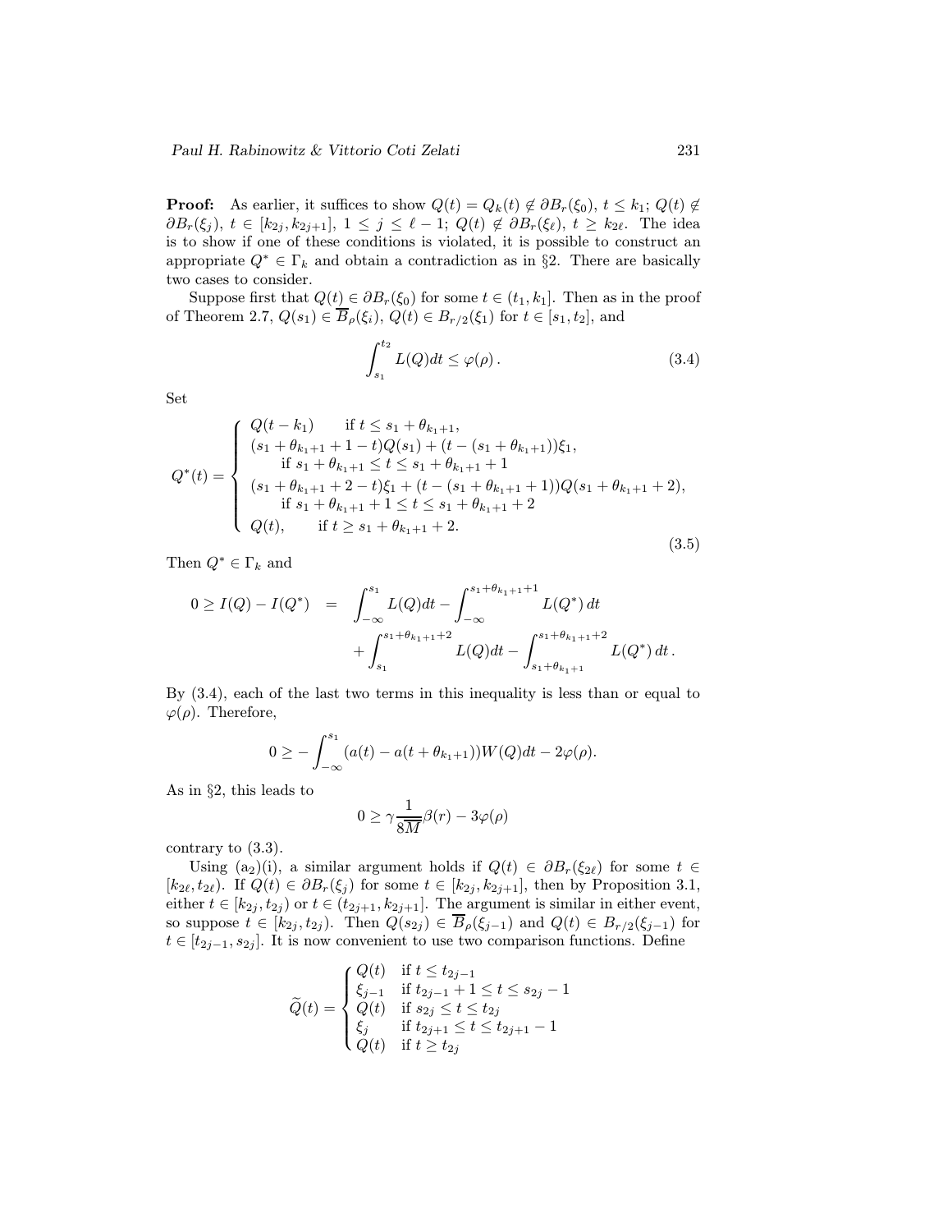**Proof:** As earlier, it suffices to show $Q(t) = Q_k(t) \notin \partial B_r(\xi_0)$, $t \le k_1$; $Q(t) \notin \partial B_r(\xi_j)$, $t \in [k_{2j}, k_{2j+1}]$, $1 \le j \le \ell - 1$; $Q(t) \notin \partial B_r(\xi_\ell)$, $t \ge k_{2\ell}$. The idea is to show if one of these conditions is violated, it is possible to construct an appropriate $Q^* \in \Gamma_k$ and obtain a contradiction as in §2. There are basically two cases to consider.

Suppose first that $Q(t) \in \partial B_r(\xi_0)$ for some $t \in (t_1, k_1]$. Then as in the proof of Theorem 2.7, $Q(s_1) \in \overline{B}_\rho(\xi_i)$, $Q(t) \in B_{r/2}(\xi_1)$ for $t \in [s_1, t_2]$, and

$$\int_{s_1}^{t_2} L(Q)dt \le \varphi(\rho)\,. \tag{3.4}$$

Set

$$Q^*(t) = \begin{cases} Q(t-k_1) & \text{if } t \le s_1 + \theta_{k_1+1}, \\ (s_1 + \theta_{k_1+1} + 1 - t)Q(s_1) + (t - (s_1 + \theta_{k_1+1}))\xi_1, \\ \qquad \text{if } s_1 + \theta_{k_1+1} \le t \le s_1 + \theta_{k_1+1} + 1 \\ (s_1 + \theta_{k_1+1} + 2 - t)\xi_1 + (t - (s_1 + \theta_{k_1+1} + 1))Q(s_1 + \theta_{k_1+1} + 2), \\ \qquad \text{if } s_1 + \theta_{k_1+1} + 1 \le t \le s_1 + \theta_{k_1+1} + 2 \\ Q(t), \qquad \text{if } t \ge s_1 + \theta_{k_1+1} + 2. \end{cases} \tag{3.5}$$

Then $Q^* \in \Gamma_k$ and

$$\begin{aligned} 0 \ge I(Q) - I(Q^*) \;=\; & \int_{-\infty}^{s_1} L(Q)dt - \int_{-\infty}^{s_1+\theta_{k_1+1}+1} L(Q^*)\,dt \\ & + \int_{s_1}^{s_1+\theta_{k_1+1}+2} L(Q)dt - \int_{s_1+\theta_{k_1+1}}^{s_1+\theta_{k_1+1}+2} L(Q^*)\,dt\,. \end{aligned}$$

By (3.4), each of the last two terms in this inequality is less than or equal to $\varphi(\rho)$. Therefore,

$$0 \ge -\int_{-\infty}^{s_1} (a(t) - a(t + \theta_{k_1+1}))W(Q)dt - 2\varphi(\rho).$$

As in §2, this leads to

$$0 \ge \gamma \frac{1}{8\overline{M}} \beta(r) - 3\varphi(\rho)$$

contrary to (3.3).

Using ($a_2$)(i), a similar argument holds if $Q(t) \in \partial B_r(\xi_{2\ell})$ for some $t \in [k_{2\ell}, t_{2\ell})$. If $Q(t) \in \partial B_r(\xi_j)$ for some $t \in [k_{2j}, k_{2j+1}]$, then by Proposition 3.1, either $t \in [k_{2j}, t_{2j})$ or $t \in (t_{2j+1}, k_{2j+1}]$. The argument is similar in either event, so suppose $t \in [k_{2j}, t_{2j})$. Then $Q(s_{2j}) \in \overline{B}_\rho(\xi_{j-1})$ and $Q(t) \in B_{r/2}(\xi_{j-1})$ for $t \in [t_{2j-1}, s_{2j}]$. It is now convenient to use two comparison functions. Define

$$\widetilde{Q}(t) = \begin{cases} Q(t) & \text{if } t \le t_{2j-1} \\ \xi_{j-1} & \text{if } t_{2j-1} + 1 \le t \le s_{2j} - 1 \\ Q(t) & \text{if } s_{2j} \le t \le t_{2j} \\ \xi_j & \text{if } t_{2j+1} \le t \le t_{2j+1} - 1 \\ Q(t) & \text{if } t \ge t_{2j} \end{cases}$$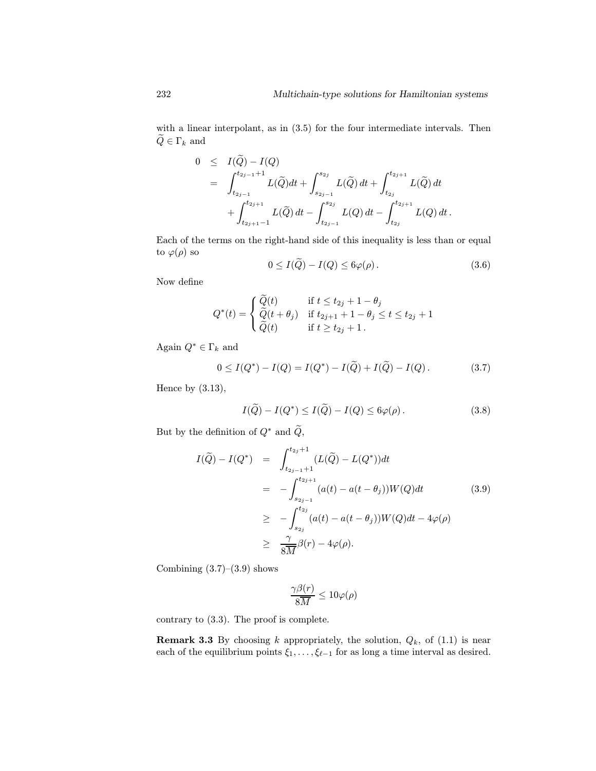with a linear interpolant, as in (3.5) for the four intermediate intervals. Then $\widetilde{Q} \in \Gamma_k$ and

$$
\begin{aligned}
0 \quad &\leq \quad I(\widetilde{Q}) - I(Q) \\
&= \quad \int_{t_{2j-1}}^{t_{2j-1}+1} L(\widetilde{Q}) dt + \int_{s_{2j-1}}^{s_{2j}} L(\widetilde{Q})\, dt + \int_{t_{2j}}^{t_{2j+1}} L(\widetilde{Q})\, dt \\
&\qquad + \int_{t_{2j+1}-1}^{t_{2j+1}} L(\widetilde{Q})\, dt - \int_{t_{2j-1}}^{s_{2j}} L(Q)\, dt - \int_{t_{2j}}^{t_{2j+1}} L(Q)\, dt \,.
\end{aligned}
$$

Each of the terms on the right-hand side of this inequality is less than or equal to $\varphi(\rho)$ so

$$
0 \leq I(\widetilde{Q}) - I(Q) \leq 6\varphi(\rho)\,. \tag{3.6}
$$

Now define

$$
Q^*(t) = \begin{cases} \widetilde{Q}(t) & \text{if } t \leq t_{2j} + 1 - \theta_j \\ \widetilde{Q}(t + \theta_j) & \text{if } t_{2j+1} + 1 - \theta_j \leq t \leq t_{2j} + 1 \\ \widetilde{Q}(t) & \text{if } t \geq t_{2j} + 1\,. \end{cases}
$$

Again $Q^* \in \Gamma_k$ and

$$
0 \leq I(Q^*) - I(Q) = I(Q^*) - I(\widetilde{Q}) + I(\widetilde{Q}) - I(Q)\,. \tag{3.7}
$$

Hence by (3.13),

$$
I(\widetilde{Q}) - I(Q^*) \leq I(\widetilde{Q}) - I(Q) \leq 6\varphi(\rho)\,. \tag{3.8}
$$

But by the definition of $Q^*$ and $\widetilde{Q}$,

$$
\begin{aligned}
I(\widetilde{Q}) - I(Q^*) \quad &= \quad \int_{t_{2j-1}+1}^{t_{2j}+1} (L(\widetilde{Q}) - L(Q^*))dt \\
&= \quad -\int_{s_{2j-1}}^{t_{2j+1}} (a(t) - a(t - \theta_j))W(Q)dt \\
&\geq \quad -\int_{s_{2j}}^{t_{2j}} (a(t) - a(t - \theta_j))W(Q)dt - 4\varphi(\rho) \\
&\geq \quad \frac{\gamma}{8\overline{\overline{M}}}\beta(r) - 4\varphi(\rho).
\end{aligned} \tag{3.9}
$$

Combining (3.7)–(3.9) shows

$$
\frac{\gamma \beta(r)}{8\overline{\overline{M}}} \leq 10\varphi(\rho)
$$

contrary to (3.3). The proof is complete.

**Remark 3.3** By choosing $k$ appropriately, the solution, $Q_k$, of (1.1) is near each of the equilibrium points $\xi_1, \ldots, \xi_{\ell-1}$ for as long a time interval as desired.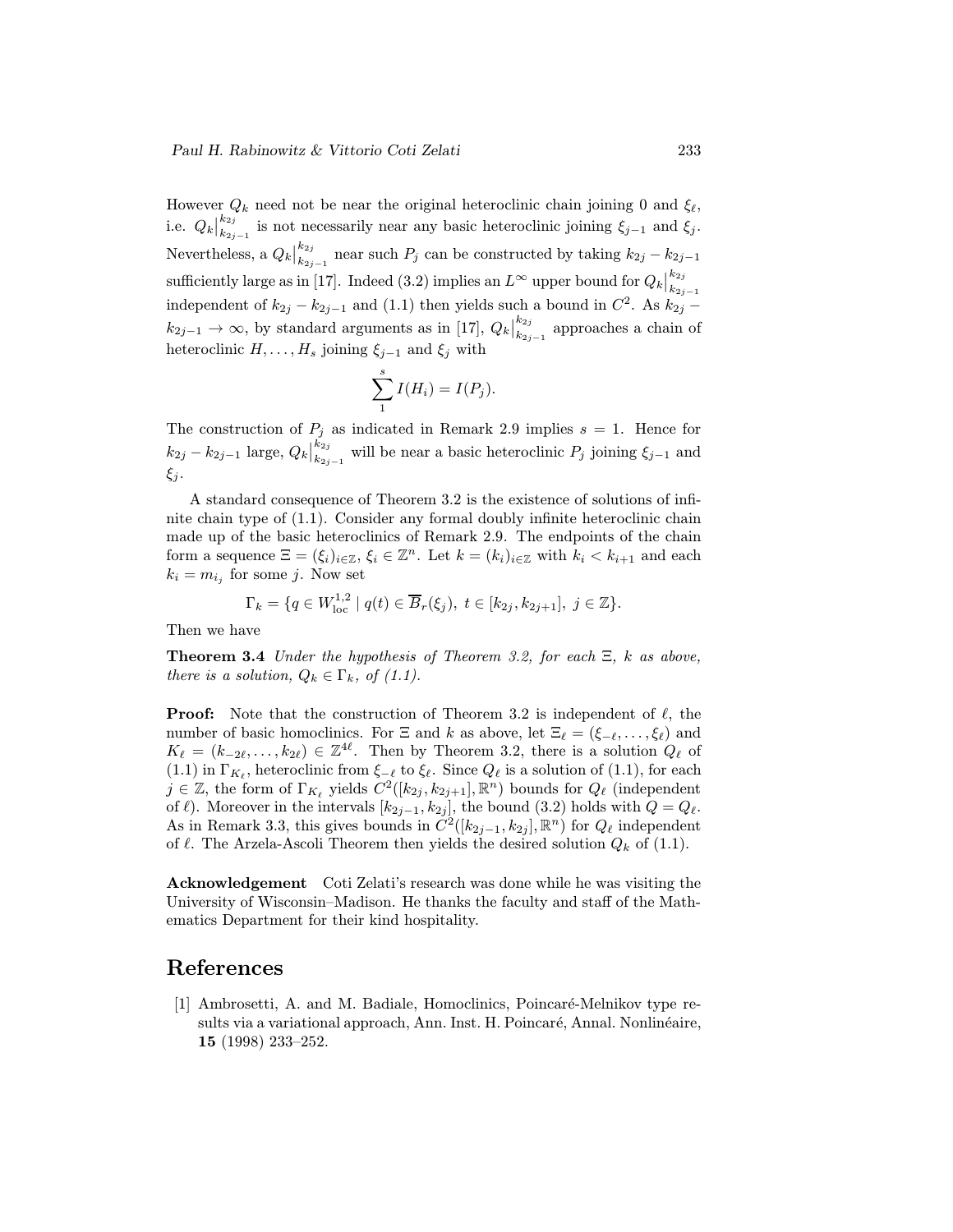However $Q_k$ need not be near the original heteroclinic chain joining 0 and $\xi_\ell$, i.e. $Q_k\big|_{k_{2j-1}}^{k_{2j}}$ is not necessarily near any basic heteroclinic joining $\xi_{j-1}$ and $\xi_j$. Nevertheless, a $Q_k\big|_{k_{2j-1}}^{k_{2j}}$ near such $P_j$ can be constructed by taking $k_{2j}-k_{2j-1}$ sufficiently large as in [17]. Indeed (3.2) implies an $L^\infty$ upper bound for $Q_k\big|_{k_{2j-1}}^{k_{2j}}$ independent of $k_{2j}-k_{2j-1}$ and (1.1) then yields such a bound in $C^2$. As $k_{2j}-k_{2j-1}\to\infty$, by standard arguments as in [17], $Q_k\big|_{k_{2j-1}}^{k_{2j}}$ approaches a chain of heteroclinic $H,\dots,H_s$ joining $\xi_{j-1}$ and $\xi_j$ with

$$\sum_1^s I(H_i) = I(P_j).$$

The construction of $P_j$ as indicated in Remark 2.9 implies $s=1$. Hence for $k_{2j}-k_{2j-1}$ large, $Q_k\big|_{k_{2j-1}}^{k_{2j}}$ will be near a basic heteroclinic $P_j$ joining $\xi_{j-1}$ and $\xi_j$.

A standard consequence of Theorem 3.2 is the existence of solutions of infinite chain type of (1.1). Consider any formal doubly infinite heteroclinic chain made up of the basic heteroclinics of Remark 2.9. The endpoints of the chain form a sequence $\Xi=(\xi_i)_{i\in\mathbb{Z}}$, $\xi_i\in\mathbb{Z}^n$. Let $k=(k_i)_{i\in\mathbb{Z}}$ with $k_i<k_{i+1}$ and each $k_i=m_{i_j}$ for some $j$. Now set

$$\Gamma_k=\{q\in W^{1,2}_{\rm loc}\mid q(t)\in\overline{B}_r(\xi_j),\ t\in[k_{2j},k_{2j+1}],\ j\in\mathbb{Z}\}.$$

Then we have

**Theorem 3.4** *Under the hypothesis of Theorem 3.2, for each $\Xi$, $k$ as above, there is a solution, $Q_k\in\Gamma_k$, of (1.1).*

**Proof:** Note that the construction of Theorem 3.2 is independent of $\ell$, the number of basic homoclinics. For $\Xi$ and $k$ as above, let $\Xi_\ell=(\xi_{-\ell},\dots,\xi_\ell)$ and $K_\ell=(k_{-2\ell},\dots,k_{2\ell})\in\mathbb{Z}^{4\ell}$. Then by Theorem 3.2, there is a solution $Q_\ell$ of (1.1) in $\Gamma_{K_\ell}$, heteroclinic from $\xi_{-\ell}$ to $\xi_\ell$. Since $Q_\ell$ is a solution of (1.1), for each $j\in\mathbb{Z}$, the form of $\Gamma_{K_\ell}$ yields $C^2([k_{2j},k_{2j+1}],\mathbb{R}^n)$ bounds for $Q_\ell$ (independent of $\ell$). Moreover in the intervals $[k_{2j-1},k_{2j}]$, the bound (3.2) holds with $Q=Q_\ell$. As in Remark 3.3, this gives bounds in $C^2([k_{2j-1},k_{2j}],\mathbb{R}^n)$ for $Q_\ell$ independent of $\ell$. The Arzela-Ascoli Theorem then yields the desired solution $Q_k$ of (1.1).

**Acknowledgement** Coti Zelati's research was done while he was visiting the University of Wisconsin–Madison. He thanks the faculty and staff of the Mathematics Department for their kind hospitality.

# References

[1] Ambrosetti, A. and M. Badiale, Homoclinics, Poincaré-Melnikov type results via a variational approach, Ann. Inst. H. Poincaré, Annal. Nonlinéaire, **15** (1998) 233–252.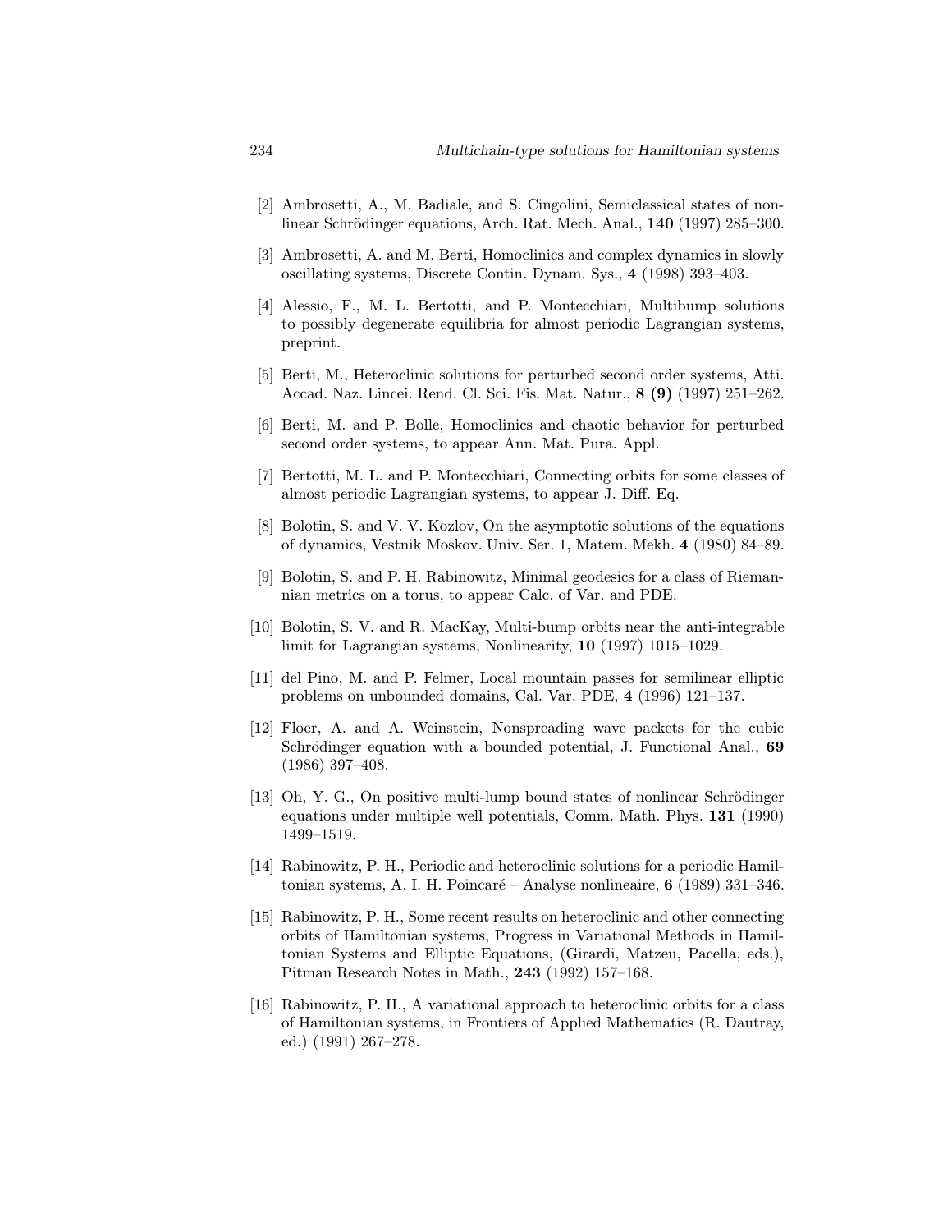[2] Ambrosetti, A., M. Badiale, and S. Cingolini, Semiclassical states of nonlinear Schrödinger equations, Arch. Rat. Mech. Anal., **140** (1997) 285–300.

[3] Ambrosetti, A. and M. Berti, Homoclinics and complex dynamics in slowly oscillating systems, Discrete Contin. Dynam. Sys., **4** (1998) 393–403.

[4] Alessio, F., M. L. Bertotti, and P. Montecchiari, Multibump solutions to possibly degenerate equilibria for almost periodic Lagrangian systems, preprint.

[5] Berti, M., Heteroclinic solutions for perturbed second order systems, Atti. Accad. Naz. Lincei. Rend. Cl. Sci. Fis. Mat. Natur., **8 (9)** (1997) 251–262.

[6] Berti, M. and P. Bolle, Homoclinics and chaotic behavior for perturbed second order systems, to appear Ann. Mat. Pura. Appl.

[7] Bertotti, M. L. and P. Montecchiari, Connecting orbits for some classes of almost periodic Lagrangian systems, to appear J. Diff. Eq.

[8] Bolotin, S. and V. V. Kozlov, On the asymptotic solutions of the equations of dynamics, Vestnik Moskov. Univ. Ser. 1, Matem. Mekh. **4** (1980) 84–89.

[9] Bolotin, S. and P. H. Rabinowitz, Minimal geodesics for a class of Riemannian metrics on a torus, to appear Calc. of Var. and PDE.

[10] Bolotin, S. V. and R. MacKay, Multi-bump orbits near the anti-integrable limit for Lagrangian systems, Nonlinearity, **10** (1997) 1015–1029.

[11] del Pino, M. and P. Felmer, Local mountain passes for semilinear elliptic problems on unbounded domains, Cal. Var. PDE, **4** (1996) 121–137.

[12] Floer, A. and A. Weinstein, Nonspreading wave packets for the cubic Schrödinger equation with a bounded potential, J. Functional Anal., **69** (1986) 397–408.

[13] Oh, Y. G., On positive multi-lump bound states of nonlinear Schrödinger equations under multiple well potentials, Comm. Math. Phys. **131** (1990) 1499–1519.

[14] Rabinowitz, P. H., Periodic and heteroclinic solutions for a periodic Hamiltonian systems, A. I. H. Poincaré – Analyse nonlineaire, **6** (1989) 331–346.

[15] Rabinowitz, P. H., Some recent results on heteroclinic and other connecting orbits of Hamiltonian systems, Progress in Variational Methods in Hamiltonian Systems and Elliptic Equations, (Girardi, Matzeu, Pacella, eds.), Pitman Research Notes in Math., **243** (1992) 157–168.

[16] Rabinowitz, P. H., A variational approach to heteroclinic orbits for a class of Hamiltonian systems, in Frontiers of Applied Mathematics (R. Dautray, ed.) (1991) 267–278.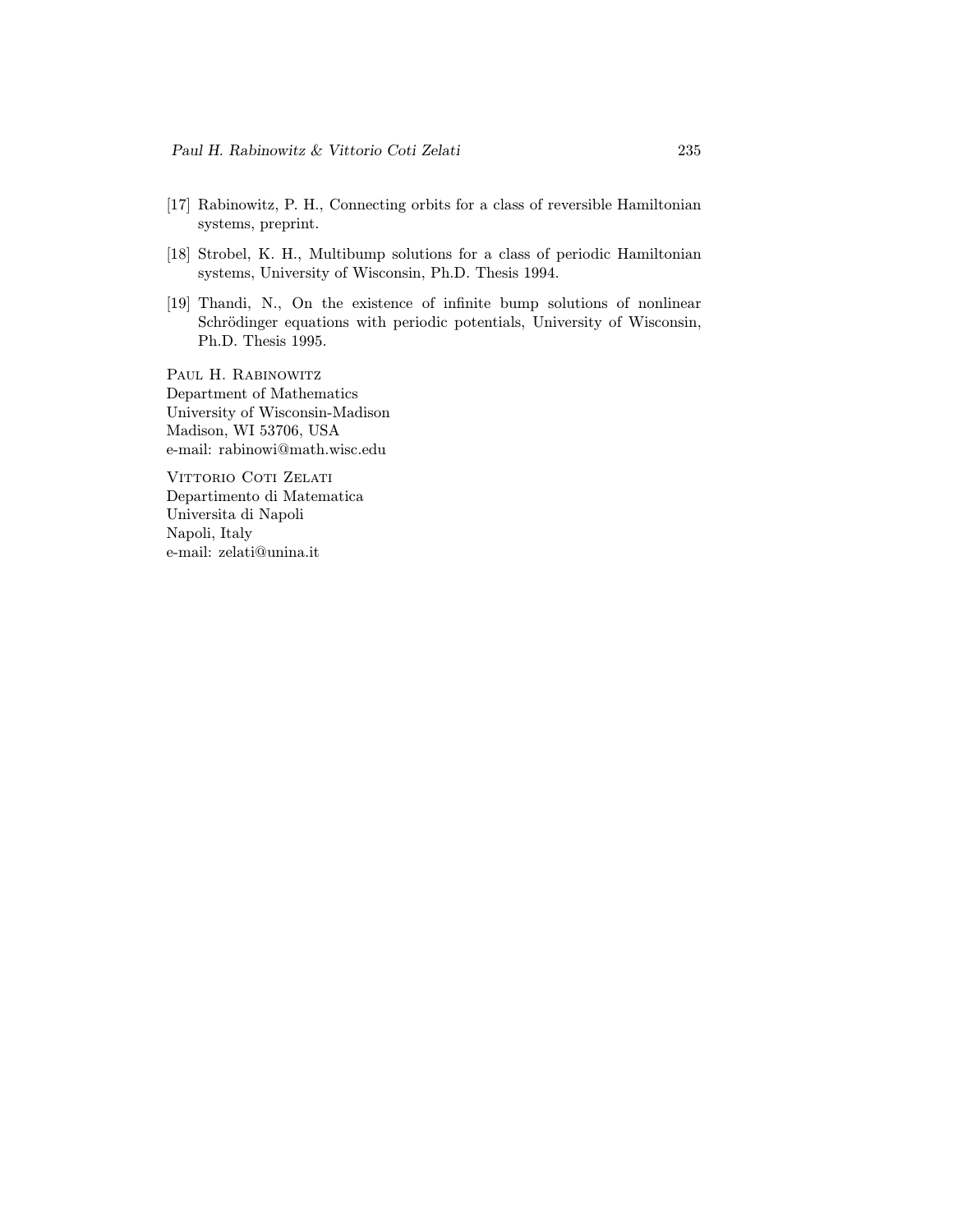[17] Rabinowitz, P. H., Connecting orbits for a class of reversible Hamiltonian systems, preprint.

[18] Strobel, K. H., Multibump solutions for a class of periodic Hamiltonian systems, University of Wisconsin, Ph.D. Thesis 1994.

[19] Thandi, N., On the existence of infinite bump solutions of nonlinear Schrödinger equations with periodic potentials, University of Wisconsin, Ph.D. Thesis 1995.

Paul H. Rabinowitz  
Department of Mathematics  
University of Wisconsin-Madison  
Madison, WI 53706, USA  
e-mail: rabinowi@math.wisc.edu

Vittorio Coti Zelati  
Departimento di Matematica  
Universita di Napoli  
Napoli, Italy  
e-mail: zelati@unina.it